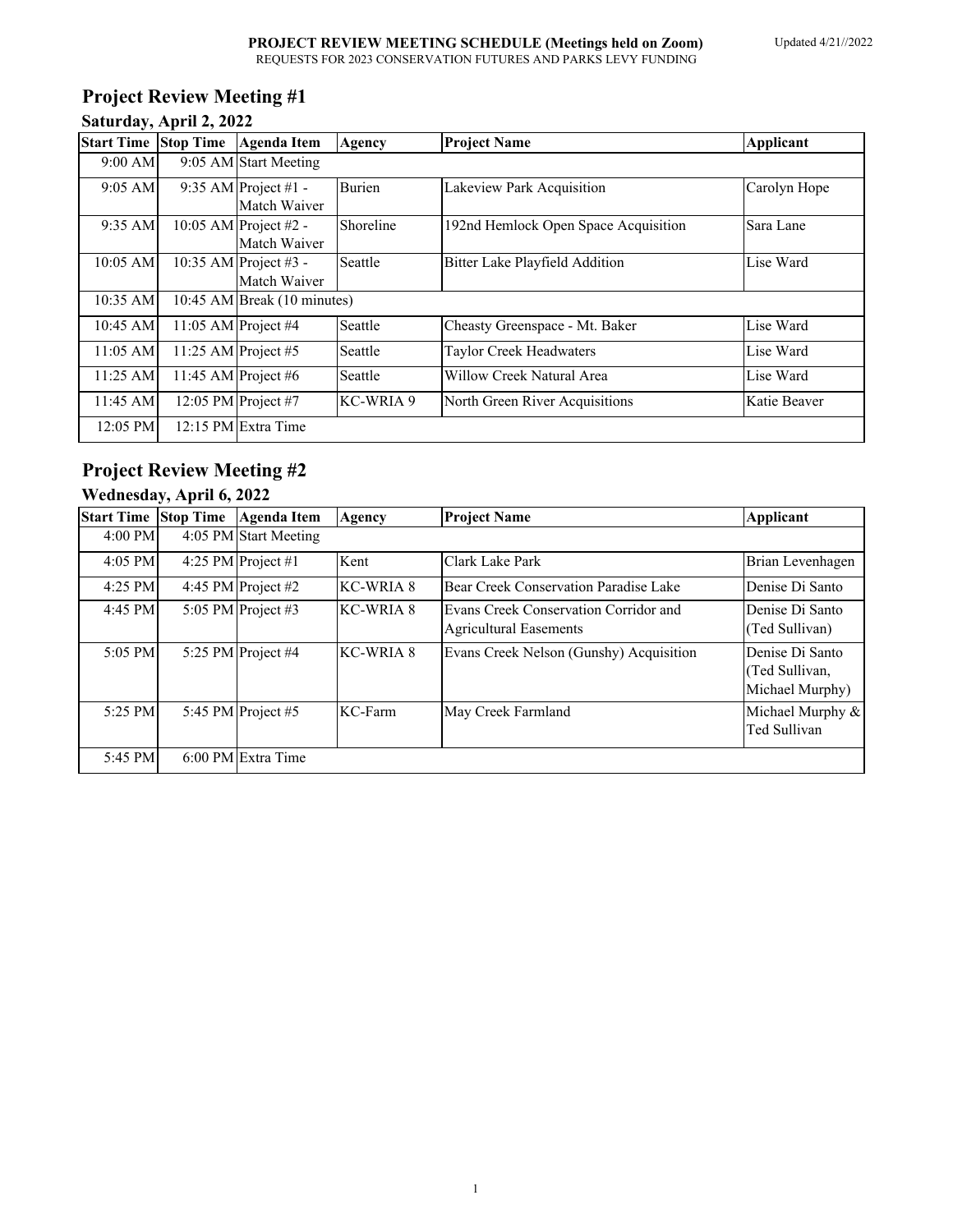**PROJECT REVIEW MEETING SCHEDULE (Meetings held on Zoom)**
REQUESTS FOR 2023 CONSERVATION FUTURES AND PARKS LEVY FUNDING

Updated 4/21//2022

## Project Review Meeting #1

### Saturday, April 2, 2022

| Start Time | Stop Time | Agenda Item | Agency | Project Name | Applicant |
|---|---|---|---|---|---|
| 9:00 AM | 9:05 AM | Start Meeting | | | |
| 9:05 AM | 9:35 AM | Project #1 - Match Waiver | Burien | Lakeview Park Acquisition | Carolyn Hope |
| 9:35 AM | 10:05 AM | Project #2 - Match Waiver | Shoreline | 192nd Hemlock Open Space Acquisition | Sara Lane |
| 10:05 AM | 10:35 AM | Project #3 - Match Waiver | Seattle | Bitter Lake Playfield Addition | Lise Ward |
| 10:35 AM | 10:45 AM | Break (10 minutes) | | | |
| 10:45 AM | 11:05 AM | Project #4 | Seattle | Cheasty Greenspace - Mt. Baker | Lise Ward |
| 11:05 AM | 11:25 AM | Project #5 | Seattle | Taylor Creek Headwaters | Lise Ward |
| 11:25 AM | 11:45 AM | Project #6 | Seattle | Willow Creek Natural Area | Lise Ward |
| 11:45 AM | 12:05 PM | Project #7 | KC-WRIA 9 | North Green River Acquisitions | Katie Beaver |
| 12:05 PM | 12:15 PM | Extra Time | | | |

## Project Review Meeting #2

### Wednesday, April 6, 2022

| Start Time | Stop Time | Agenda Item | Agency | Project Name | Applicant |
|---|---|---|---|---|---|
| 4:00 PM | 4:05 PM | Start Meeting | | | |
| 4:05 PM | 4:25 PM | Project #1 | Kent | Clark Lake Park | Brian Levenhagen |
| 4:25 PM | 4:45 PM | Project #2 | KC-WRIA 8 | Bear Creek Conservation Paradise Lake | Denise Di Santo |
| 4:45 PM | 5:05 PM | Project #3 | KC-WRIA 8 | Evans Creek Conservation Corridor and Agricultural Easements | Denise Di Santo (Ted Sullivan) |
| 5:05 PM | 5:25 PM | Project #4 | KC-WRIA 8 | Evans Creek Nelson (Gunshy) Acquisition | Denise Di Santo (Ted Sullivan, Michael Murphy) |
| 5:25 PM | 5:45 PM | Project #5 | KC-Farm | May Creek Farmland | Michael Murphy & Ted Sullivan |
| 5:45 PM | 6:00 PM | Extra Time | | | |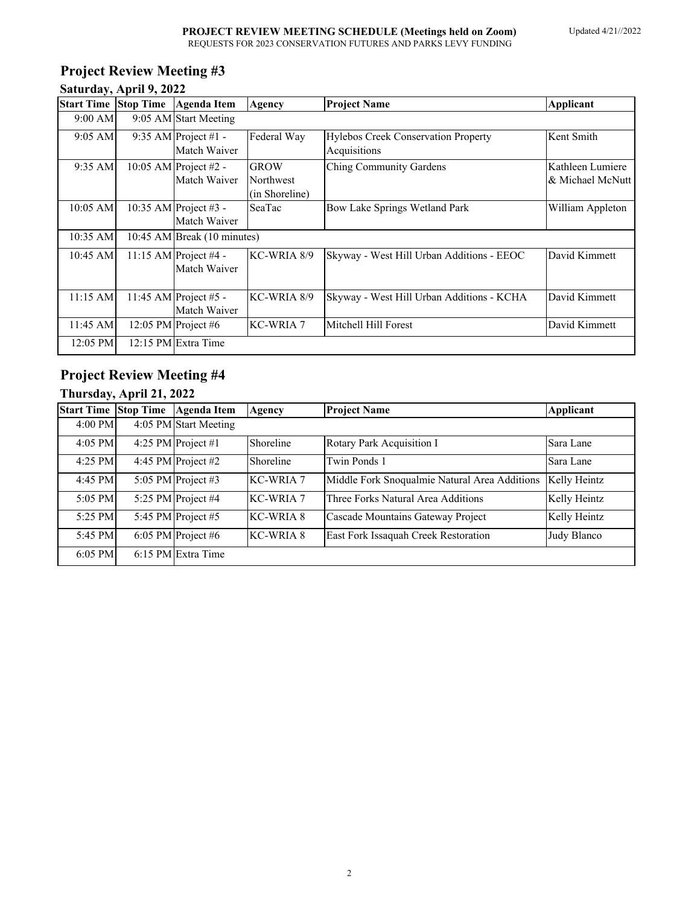**PROJECT REVIEW MEETING SCHEDULE (Meetings held on Zoom)**
REQUESTS FOR 2023 CONSERVATION FUTURES AND PARKS LEVY FUNDING

Updated 4/21//2022

## Project Review Meeting #3

### Saturday, April 9, 2022

| Start Time | Stop Time | Agenda Item | Agency | Project Name | Applicant |
|---|---|---|---|---|---|
| 9:00 AM | 9:05 AM | Start Meeting | | | |
| 9:05 AM | 9:35 AM | Project #1 - Match Waiver | Federal Way | Hylebos Creek Conservation Property Acquisitions | Kent Smith |
| 9:35 AM | 10:05 AM | Project #2 - Match Waiver | GROW Northwest (in Shoreline) | Ching Community Gardens | Kathleen Lumiere & Michael McNutt |
| 10:05 AM | 10:35 AM | Project #3 - Match Waiver | SeaTac | Bow Lake Springs Wetland Park | William Appleton |
| 10:35 AM | 10:45 AM | Break (10 minutes) | | | |
| 10:45 AM | 11:15 AM | Project #4 - Match Waiver | KC-WRIA 8/9 | Skyway - West Hill Urban Additions - EEOC | David Kimmett |
| 11:15 AM | 11:45 AM | Project #5 - Match Waiver | KC-WRIA 8/9 | Skyway - West Hill Urban Additions - KCHA | David Kimmett |
| 11:45 AM | 12:05 PM | Project #6 | KC-WRIA 7 | Mitchell Hill Forest | David Kimmett |
| 12:05 PM | 12:15 PM | Extra Time | | | |

## Project Review Meeting #4

### Thursday, April 21, 2022

| Start Time | Stop Time | Agenda Item | Agency | Project Name | Applicant |
|---|---|---|---|---|---|
| 4:00 PM | 4:05 PM | Start Meeting | | | |
| 4:05 PM | 4:25 PM | Project #1 | Shoreline | Rotary Park Acquisition I | Sara Lane |
| 4:25 PM | 4:45 PM | Project #2 | Shoreline | Twin Ponds 1 | Sara Lane |
| 4:45 PM | 5:05 PM | Project #3 | KC-WRIA 7 | Middle Fork Snoqualmie Natural Area Additions | Kelly Heintz |
| 5:05 PM | 5:25 PM | Project #4 | KC-WRIA 7 | Three Forks Natural Area Additions | Kelly Heintz |
| 5:25 PM | 5:45 PM | Project #5 | KC-WRIA 8 | Cascade Mountains Gateway Project | Kelly Heintz |
| 5:45 PM | 6:05 PM | Project #6 | KC-WRIA 8 | East Fork Issaquah Creek Restoration | Judy Blanco |
| 6:05 PM | 6:15 PM | Extra Time | | | |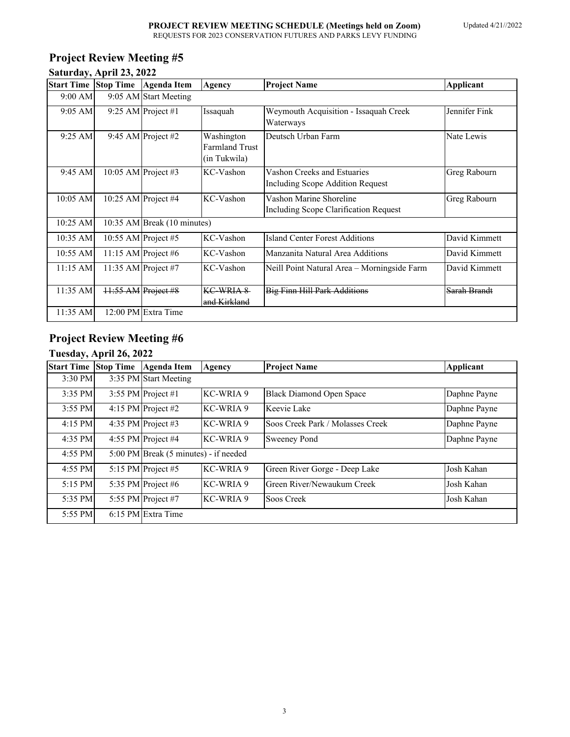**PROJECT REVIEW MEETING SCHEDULE (Meetings held on Zoom)**
REQUESTS FOR 2023 CONSERVATION FUTURES AND PARKS LEVY FUNDING

Updated 4/21//2022

## Project Review Meeting #5

### Saturday, April 23, 2022

| Start Time | Stop Time | Agenda Item | Agency | Project Name | Applicant |
|---|---|---|---|---|---|
| 9:00 AM | 9:05 AM | Start Meeting | | | |
| 9:05 AM | 9:25 AM | Project #1 | Issaquah | Weymouth Acquisition - Issaquah Creek Waterways | Jennifer Fink |
| 9:25 AM | 9:45 AM | Project #2 | Washington Farmland Trust (in Tukwila) | Deutsch Urban Farm | Nate Lewis |
| 9:45 AM | 10:05 AM | Project #3 | KC-Vashon | Vashon Creeks and Estuaries Including Scope Addition Request | Greg Rabourn |
| 10:05 AM | 10:25 AM | Project #4 | KC-Vashon | Vashon Marine Shoreline Including Scope Clarification Request | Greg Rabourn |
| 10:25 AM | 10:35 AM | Break (10 minutes) | | | |
| 10:35 AM | 10:55 AM | Project #5 | KC-Vashon | Island Center Forest Additions | David Kimmett |
| 10:55 AM | 11:15 AM | Project #6 | KC-Vashon | Manzanita Natural Area Additions | David Kimmett |
| 11:15 AM | 11:35 AM | Project #7 | KC-Vashon | Neill Point Natural Area – Morningside Farm | David Kimmett |
| 11:35 AM | ~~11:55 AM~~ | ~~Project #8~~ | ~~KC-WRIA 8 and Kirkland~~ | ~~Big Finn Hill Park Additions~~ | ~~Sarah Brandt~~ |
| 11:35 AM | 12:00 PM | Extra Time | | | |

## Project Review Meeting #6

### Tuesday, April 26, 2022

| Start Time | Stop Time | Agenda Item | Agency | Project Name | Applicant |
|---|---|---|---|---|---|
| 3:30 PM | 3:35 PM | Start Meeting | | | |
| 3:35 PM | 3:55 PM | Project #1 | KC-WRIA 9 | Black Diamond Open Space | Daphne Payne |
| 3:55 PM | 4:15 PM | Project #2 | KC-WRIA 9 | Keevie Lake | Daphne Payne |
| 4:15 PM | 4:35 PM | Project #3 | KC-WRIA 9 | Soos Creek Park / Molasses Creek | Daphne Payne |
| 4:35 PM | 4:55 PM | Project #4 | KC-WRIA 9 | Sweeney Pond | Daphne Payne |
| 4:55 PM | 5:00 PM | Break (5 minutes) - if needed | | | |
| 4:55 PM | 5:15 PM | Project #5 | KC-WRIA 9 | Green River Gorge - Deep Lake | Josh Kahan |
| 5:15 PM | 5:35 PM | Project #6 | KC-WRIA 9 | Green River/Newaukum Creek | Josh Kahan |
| 5:35 PM | 5:55 PM | Project #7 | KC-WRIA 9 | Soos Creek | Josh Kahan |
| 5:55 PM | 6:15 PM | Extra Time | | | |